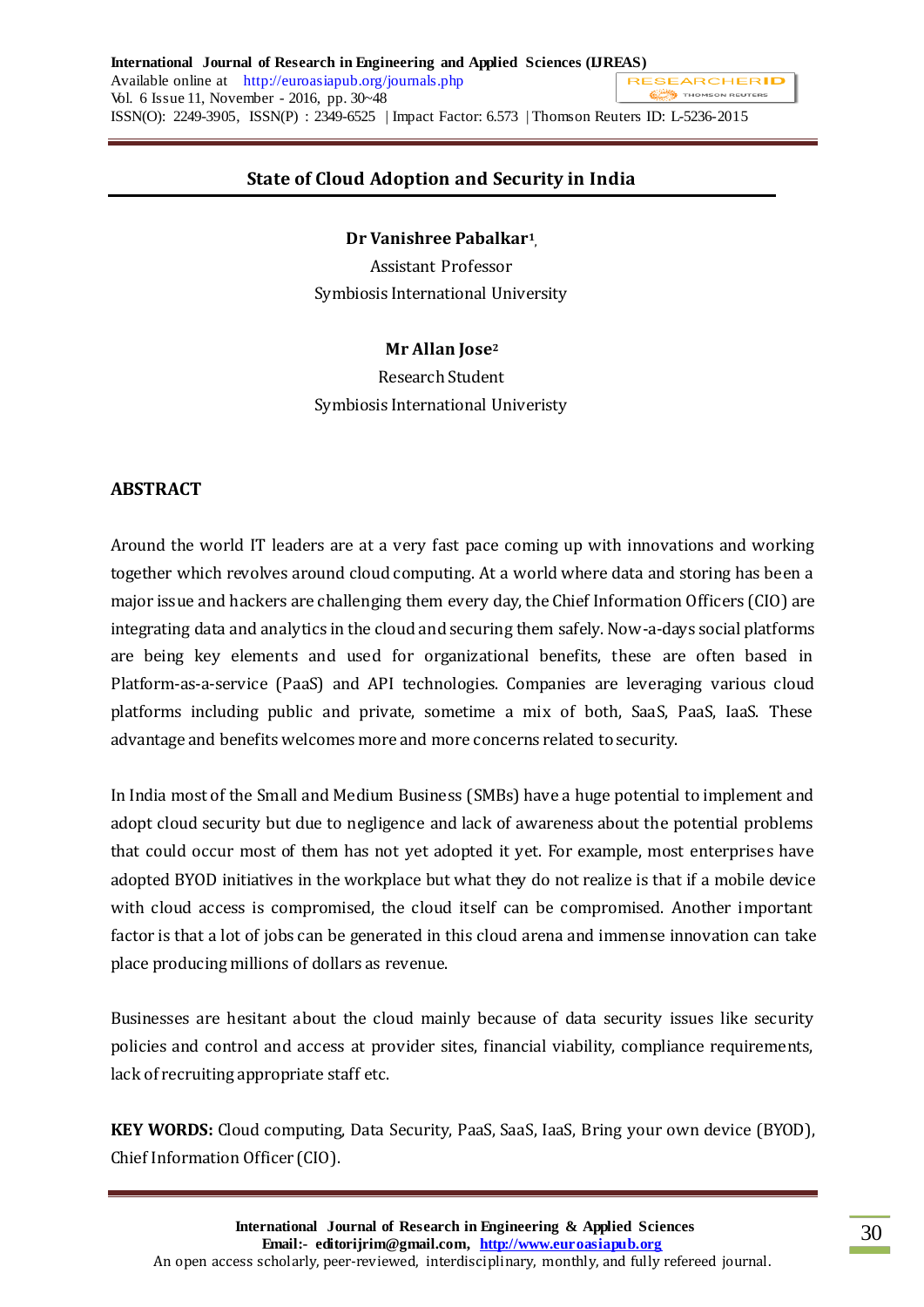# State of Cloud Adoption and Security in India

**Dr Vanishree Pabalkar[1]**,
Assistant Professor
Symbiosis International University

**Mr Allan Jose[2]**
Research Student
Symbiosis International Univeristy

## ABSTRACT

Around the world IT leaders are at a very fast pace coming up with innovations and working together which revolves around cloud computing. At a world where data and storing has been a major issue and hackers are challenging them every day, the Chief Information Officers (CIO) are integrating data and analytics in the cloud and securing them safely. Now-a-days social platforms are being key elements and used for organizational benefits, these are often based in Platform-as-a-service (PaaS) and API technologies. Companies are leveraging various cloud platforms including public and private, sometime a mix of both, SaaS, PaaS, IaaS. These advantage and benefits welcomes more and more concerns related to security.

In India most of the Small and Medium Business (SMBs) have a huge potential to implement and adopt cloud security but due to negligence and lack of awareness about the potential problems that could occur most of them has not yet adopted it yet. For example, most enterprises have adopted BYOD initiatives in the workplace but what they do not realize is that if a mobile device with cloud access is compromised, the cloud itself can be compromised. Another important factor is that a lot of jobs can be generated in this cloud arena and immense innovation can take place producing millions of dollars as revenue.

Businesses are hesitant about the cloud mainly because of data security issues like security policies and control and access at provider sites, financial viability, compliance requirements, lack of recruiting appropriate staff etc.

**KEY WORDS:** Cloud computing, Data Security, PaaS, SaaS, IaaS, Bring your own device (BYOD), Chief Information Officer (CIO).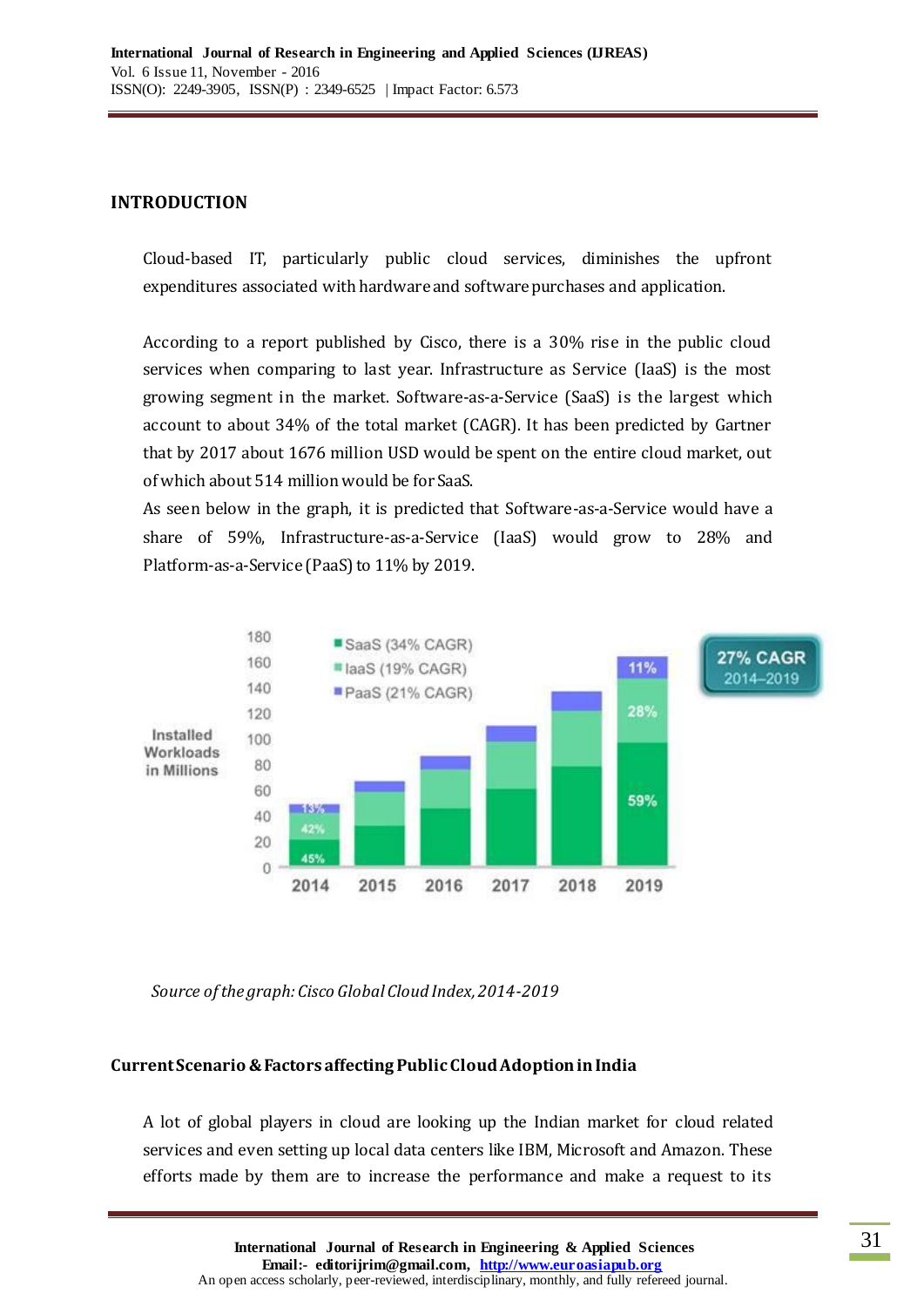## INTRODUCTION

Cloud-based IT, particularly public cloud services, diminishes the upfront expenditures associated with hardware and software purchases and application.

According to a report published by Cisco, there is a 30% rise in the public cloud services when comparing to last year. Infrastructure as Service (IaaS) is the most growing segment in the market. Software-as-a-Service (SaaS) is the largest which account to about 34% of the total market (CAGR). It has been predicted by Gartner that by 2017 about 1676 million USD would be spent on the entire cloud market, out of which about 514 million would be for SaaS.

As seen below in the graph, it is predicted that Software-as-a-Service would have a share of 59%, Infrastructure-as-a-Service (IaaS) would grow to 28% and Platform-as-a-Service (PaaS) to 11% by 2019.

*Source of the graph: Cisco Global Cloud Index, 2014-2019*

## Current Scenario & Factors affecting Public Cloud Adoption in India

A lot of global players in cloud are looking up the Indian market for cloud related services and even setting up local data centers like IBM, Microsoft and Amazon. These efforts made by them are to increase the performance and make a request to its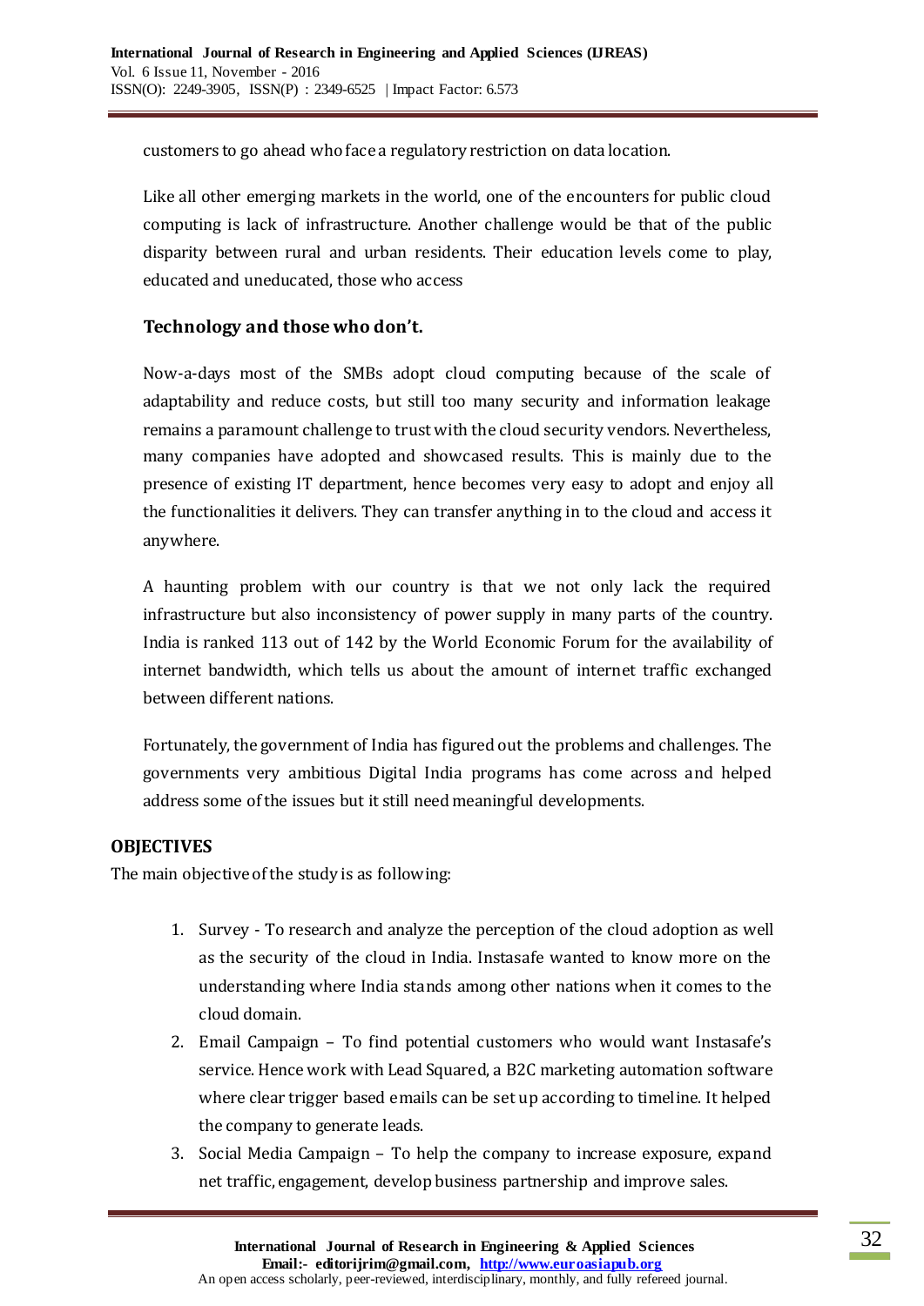customers to go ahead who face a regulatory restriction on data location.

Like all other emerging markets in the world, one of the encounters for public cloud computing is lack of infrastructure. Another challenge would be that of the public disparity between rural and urban residents. Their education levels come to play, educated and uneducated, those who access

### Technology and those who don't.

Now-a-days most of the SMBs adopt cloud computing because of the scale of adaptability and reduce costs, but still too many security and information leakage remains a paramount challenge to trust with the cloud security vendors. Nevertheless, many companies have adopted and showcased results. This is mainly due to the presence of existing IT department, hence becomes very easy to adopt and enjoy all the functionalities it delivers. They can transfer anything in to the cloud and access it anywhere.

A haunting problem with our country is that we not only lack the required infrastructure but also inconsistency of power supply in many parts of the country. India is ranked 113 out of 142 by the World Economic Forum for the availability of internet bandwidth, which tells us about the amount of internet traffic exchanged between different nations.

Fortunately, the government of India has figured out the problems and challenges. The governments very ambitious Digital India programs has come across and helped address some of the issues but it still need meaningful developments.

## OBJECTIVES

The main objective of the study is as following:

1. Survey - To research and analyze the perception of the cloud adoption as well as the security of the cloud in India. Instasafe wanted to know more on the understanding where India stands among other nations when it comes to the cloud domain.
2. Email Campaign – To find potential customers who would want Instasafe's service. Hence work with Lead Squared, a B2C marketing automation software where clear trigger based emails can be set up according to timeline. It helped the company to generate leads.
3. Social Media Campaign – To help the company to increase exposure, expand net traffic, engagement, develop business partnership and improve sales.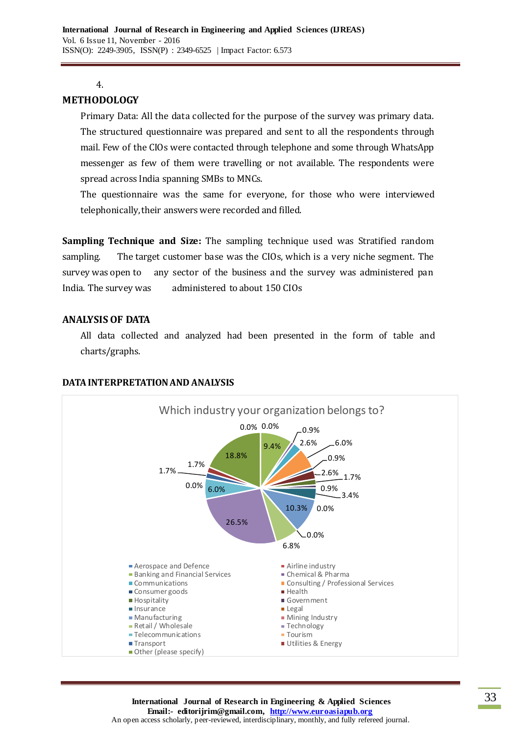4.

## METHODOLOGY

Primary Data: All the data collected for the purpose of the survey was primary data. The structured questionnaire was prepared and sent to all the respondents through mail. Few of the CIOs were contacted through telephone and some through WhatsApp messenger as few of them were travelling or not available. The respondents were spread across India spanning SMBs to MNCs.

The questionnaire was the same for everyone, for those who were interviewed telephonically, their answers were recorded and filled.

**Sampling Technique and Size:** The sampling technique used was Stratified random sampling. The target customer base was the CIOs, which is a very niche segment. The survey was open to any sector of the business and the survey was administered pan India. The survey was administered to about 150 CIOs

## ANALYSIS OF DATA

All data collected and analyzed had been presented in the form of table and charts/graphs.

### DATA INTERPRETATION AND ANALYSIS

Which industry your organization belongs to?

0.0% 0.0% 0.9% 9.4% 2.6% 6.0% 0.9% 2.6% 1.7% 0.9% 3.4% 10.3% 0.0% 0.0% 6.8% 26.5% 6.0% 0.0% 1.7% 1.7% 18.8%

- Aerospace and Defence
- Airline industry
- Banking and Financial Services
- Chemical & Pharma
- Communications
- Consulting / Professional Services
- Consumer goods
- Health
- Hospitality
- Government
- Insurance
- Legal
- Manufacturing
- Mining Industry
- Retail / Wholesale
- Technology
- Telecommunications
- Tourism
- Transport
- Utilities & Energy
- Other (please specify)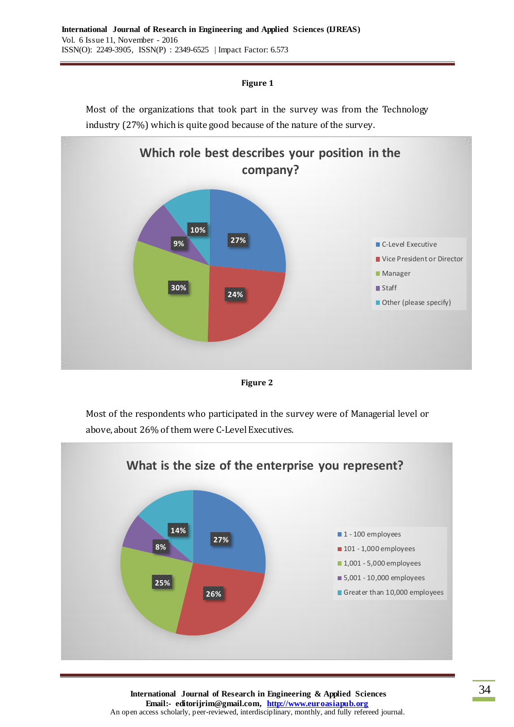**Figure 1**

Most of the organizations that took part in the survey was from the Technology industry (27%) which is quite good because of the nature of the survey.

**Which role best describes your position in the company?**

| Role | Percentage |
| --- | --- |
| C-Level Executive | 27% |
| Vice President or Director | 24% |
| Manager | 30% |
| Staff | 9% |
| Other (please specify) | 10% |

**Figure 2**

Most of the respondents who participated in the survey were of Managerial level or above, about 26% of them were C-Level Executives.

**What is the size of the enterprise you represent?**

| Enterprise size | Percentage |
| --- | --- |
| 1 - 100 employees | 27% |
| 101 - 1,000 employees | 26% |
| 1,001 - 5,000 employees | 25% |
| 5,001 - 10,000 employees | 8% |
| Greater than 10,000 employees | 14% |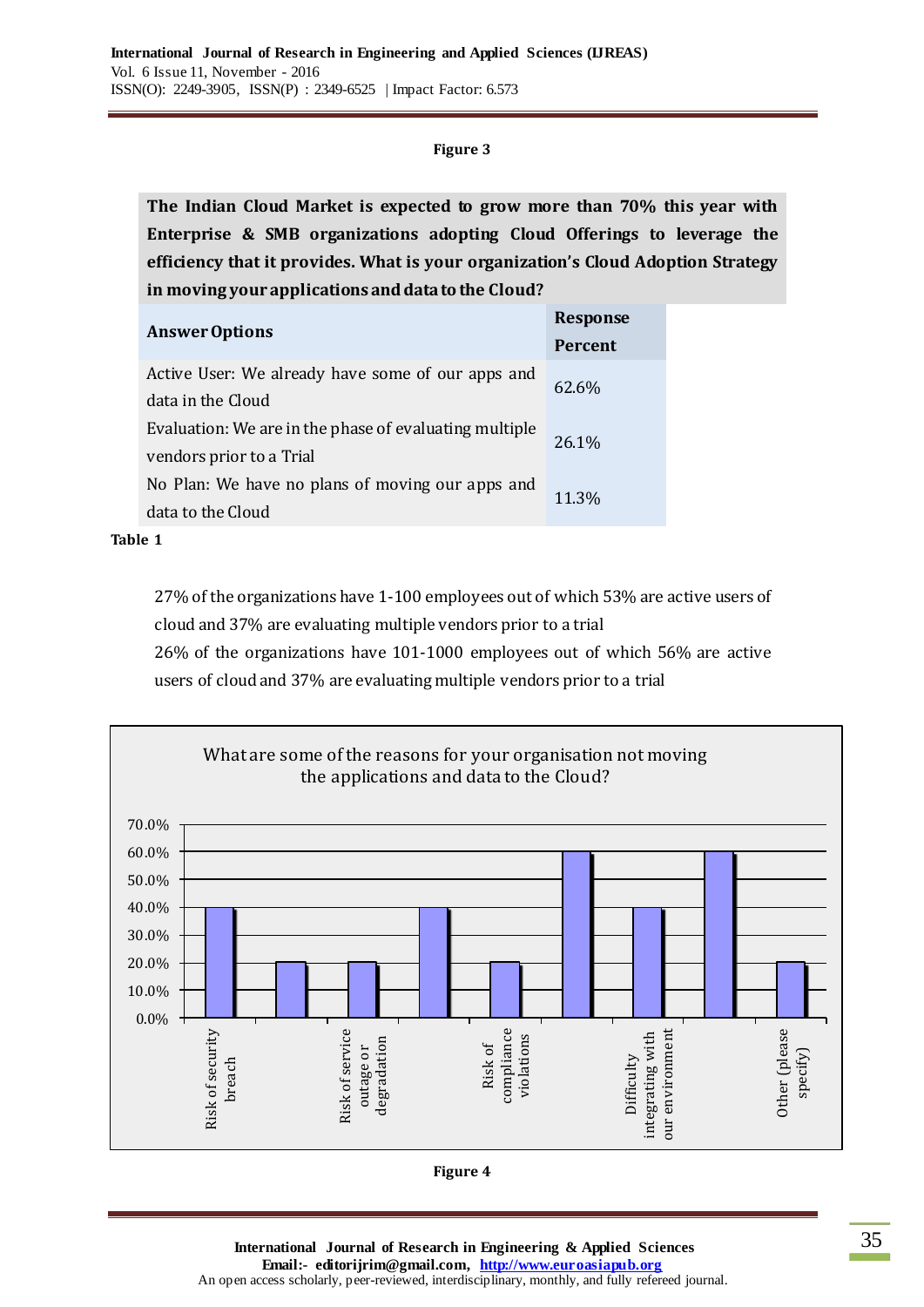**Figure 3**

| The Indian Cloud Market is expected to grow more than 70% this year with Enterprise & SMB organizations adopting Cloud Offerings to leverage the efficiency that it provides. What is your organization's Cloud Adoption Strategy in moving your applications and data to the Cloud? | |
|---|---|
| **Answer Options** | **Response Percent** |
| Active User: We already have some of our apps and data in the Cloud | 62.6% |
| Evaluation: We are in the phase of evaluating multiple vendors prior to a Trial | 26.1% |
| No Plan: We have no plans of moving our apps and data to the Cloud | 11.3% |

**Table 1**

27% of the organizations have 1-100 employees out of which 53% are active users of cloud and 37% are evaluating multiple vendors prior to a trial

26% of the organizations have 101-1000 employees out of which 56% are active users of cloud and 37% are evaluating multiple vendors prior to a trial

What are some of the reasons for your organisation not moving the applications and data to the Cloud?

| Reason | Percent |
|---|---|
| Risk of security breach | 40.0% |
| | 20.0% |
| Risk of service outage or degradation | 20.0% |
| | 40.0% |
| Risk of compliance violations | 20.0% |
| | 60.0% |
| Difficulty integrating with our environment | 40.0% |
| | 60.0% |
| Other (please specify) | 20.0% |

**Figure 4**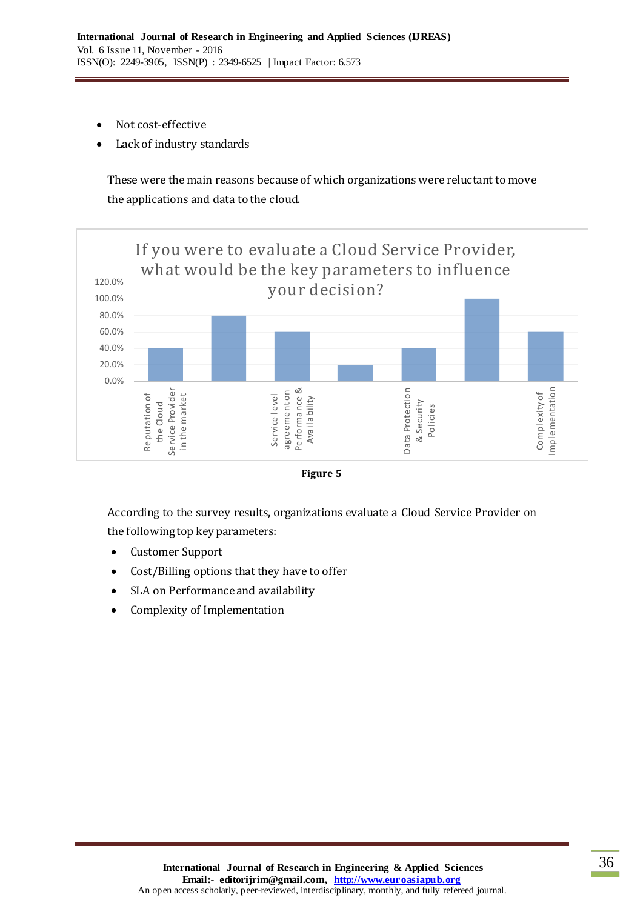- Not cost-effective
- Lack of industry standards

These were the main reasons because of which organizations were reluctant to move the applications and data to the cloud.

If you were to evaluate a Cloud Service Provider, what would be the key parameters to influence your decision?

| Parameter | Percentage |
| --- | --- |
| Reputation of the Cloud Service Provider in the market | 40.0% |
| | 80.0% |
| Service level agreement on Performance & Availability | 60.0% |
| | 20.0% |
| Data Protection & Security Policies | 40.0% |
| | 100.0% |
| Complexity of Implementation | 60.0% |

**Figure 5**

According to the survey results, organizations evaluate a Cloud Service Provider on the following top key parameters:

- Customer Support
- Cost/Billing options that they have to offer
- SLA on Performance and availability
- Complexity of Implementation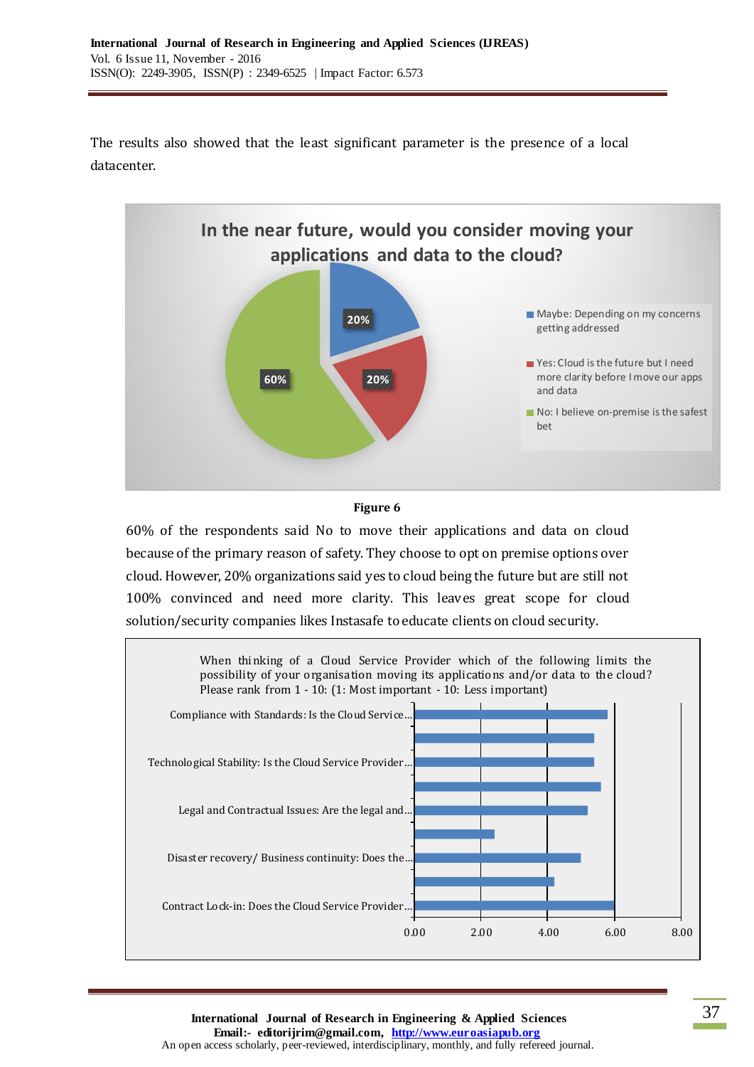The results also showed that the least significant parameter is the presence of a local datacenter.

In the near future, would you consider moving your applications and data to the cloud?

- Maybe: Depending on my concerns getting addressed — 20%
- Yes: Cloud is the future but I need more clarity before I move our apps and data — 20%
- No: I believe on-premise is the safest bet — 60%

**Figure 6**

60% of the respondents said No to move their applications and data on cloud because of the primary reason of safety. They choose to opt on premise options over cloud. However, 20% organizations said yes to cloud being the future but are still not 100% convinced and need more clarity. This leaves great scope for cloud solution/security companies likes Instasafe to educate clients on cloud security.

When thinking of a Cloud Service Provider which of the following limits the possibility of your organisation moving its applications and/or data to the cloud? Please rank from 1 - 10: (1: Most important - 10: Less important)

| Parameter | Value (approx.) |
|---|---|
| Compliance with Standards: Is the Cloud Service... | 5.8 |
| | 5.4 |
| Technological Stability: Is the Cloud Service Provider... | 5.4 |
| | 5.6 |
| Legal and Contractual Issues: Are the legal and... | 5.2 |
| | 2.4 |
| Disaster recovery/ Business continuity: Does the... | 5.0 |
| | 4.2 |
| Contract Lock-in: Does the Cloud Service Provider... | 6.0 |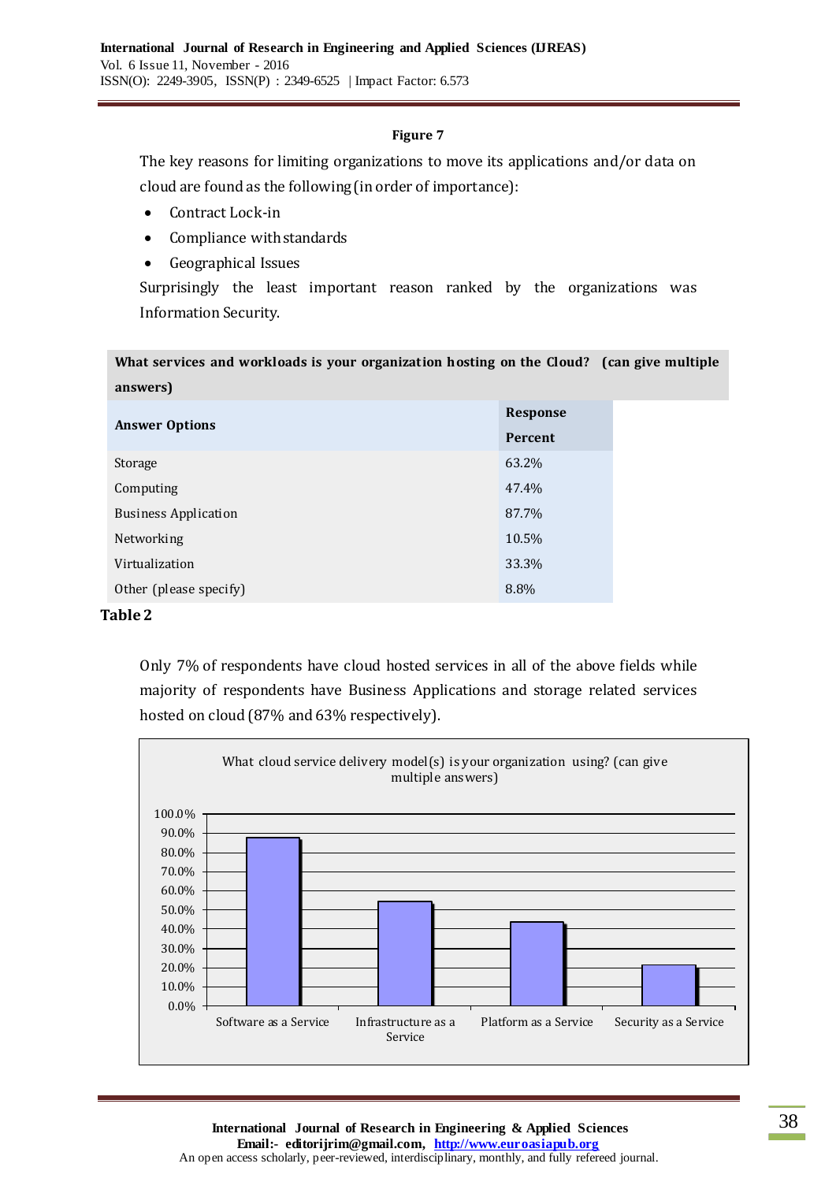**Figure 7**

The key reasons for limiting organizations to move its applications and/or data on cloud are found as the following (in order of importance):

- Contract Lock-in
- Compliance with standards
- Geographical Issues

Surprisingly the least important reason ranked by the organizations was Information Security.

| What services and workloads is your organization hosting on the Cloud? (can give multiple answers) | |
|---|---|
| **Answer Options** | **Response Percent** |
| Storage | 63.2% |
| Computing | 47.4% |
| Business Application | 87.7% |
| Networking | 10.5% |
| Virtualization | 33.3% |
| Other (please specify) | 8.8% |

**Table 2**

Only 7% of respondents have cloud hosted services in all of the above fields while majority of respondents have Business Applications and storage related services hosted on cloud (87% and 63% respectively).

What cloud service delivery model(s) is your organization using? (can give multiple answers)

| Model | Percent (approx.) |
|---|---|
| Software as a Service | ~88% |
| Infrastructure as a Service | ~54% |
| Platform as a Service | ~44% |
| Security as a Service | ~21% |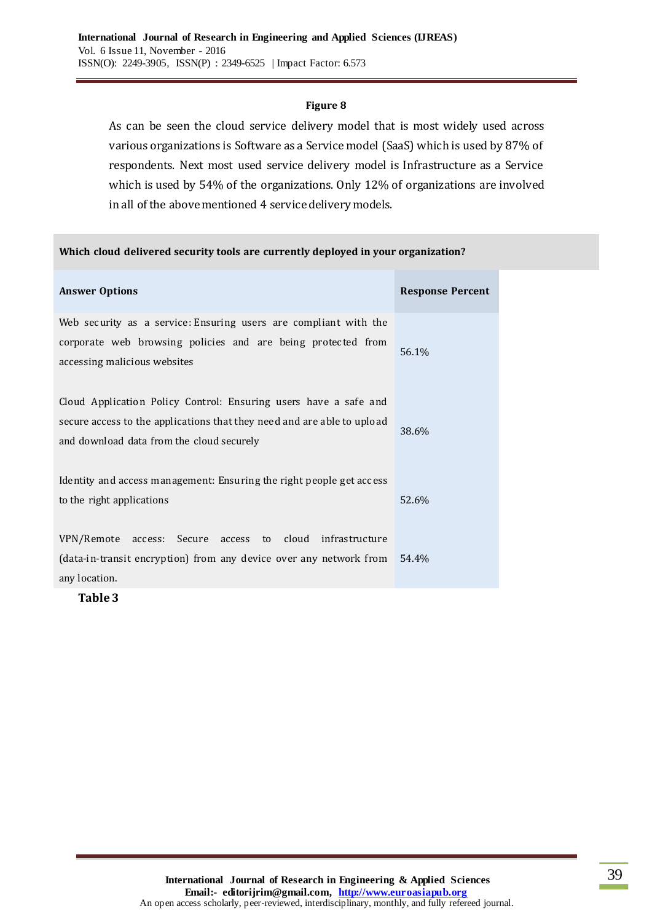**Figure 8**

As can be seen the cloud service delivery model that is most widely used across various organizations is Software as a Service model (SaaS) which is used by 87% of respondents. Next most used service delivery model is Infrastructure as a Service which is used by 54% of the organizations. Only 12% of organizations are involved in all of the above mentioned 4 service delivery models.

| **Which cloud delivered security tools are currently deployed in your organization?** | |
|---|---|
| **Answer Options** | **Response Percent** |
| Web security as a service: Ensuring users are compliant with the corporate web browsing policies and are being protected from accessing malicious websites | 56.1% |
| Cloud Application Policy Control: Ensuring users have a safe and secure access to the applications that they need and are able to upload and download data from the cloud securely | 38.6% |
| Identity and access management: Ensuring the right people get access to the right applications | 52.6% |
| VPN/Remote access: Secure access to cloud infrastructure (data-in-transit encryption) from any device over any network from any location. | 54.4% |

**Table 3**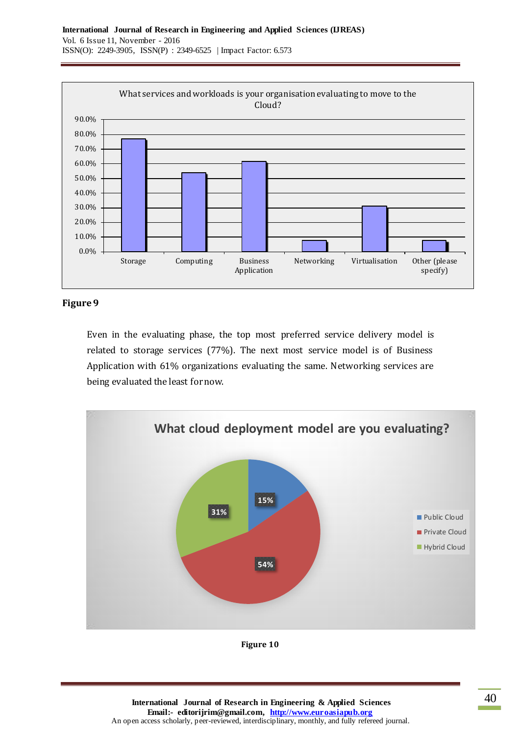What services and workloads is your organisation evaluating to move to the Cloud?

| Service | Percentage |
|---|---|
| Storage | 77% |
| Computing | 54% |
| Business Application | 61% |
| Networking | 8% |
| Virtualisation | 31% |
| Other (please specify) | 8% |

**Figure 9**

Even in the evaluating phase, the top most preferred service delivery model is related to storage services (77%). The next most service model is of Business Application with 61% organizations evaluating the same. Networking services are being evaluated the least for now.

What cloud deployment model are you evaluating?

| Deployment model | Percentage |
|---|---|
| Public Cloud | 15% |
| Private Cloud | 54% |
| Hybrid Cloud | 31% |

**Figure 10**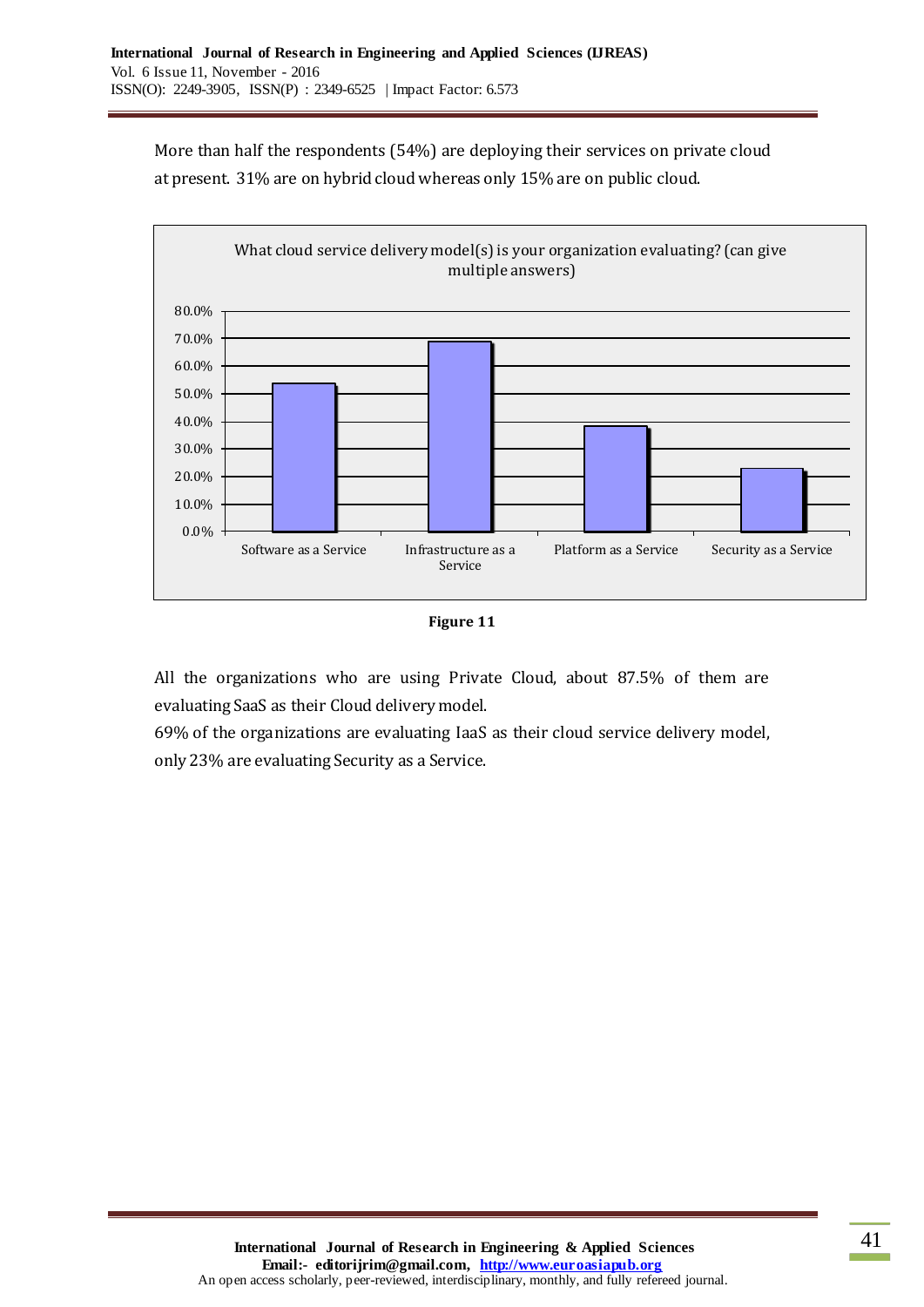More than half the respondents (54%) are deploying their services on private cloud at present. 31% are on hybrid cloud whereas only 15% are on public cloud.

What cloud service delivery model(s) is your organization evaluating? (can give multiple answers)

**Figure 11**

All the organizations who are using Private Cloud, about 87.5% of them are evaluating SaaS as their Cloud delivery model.

69% of the organizations are evaluating IaaS as their cloud service delivery model, only 23% are evaluating Security as a Service.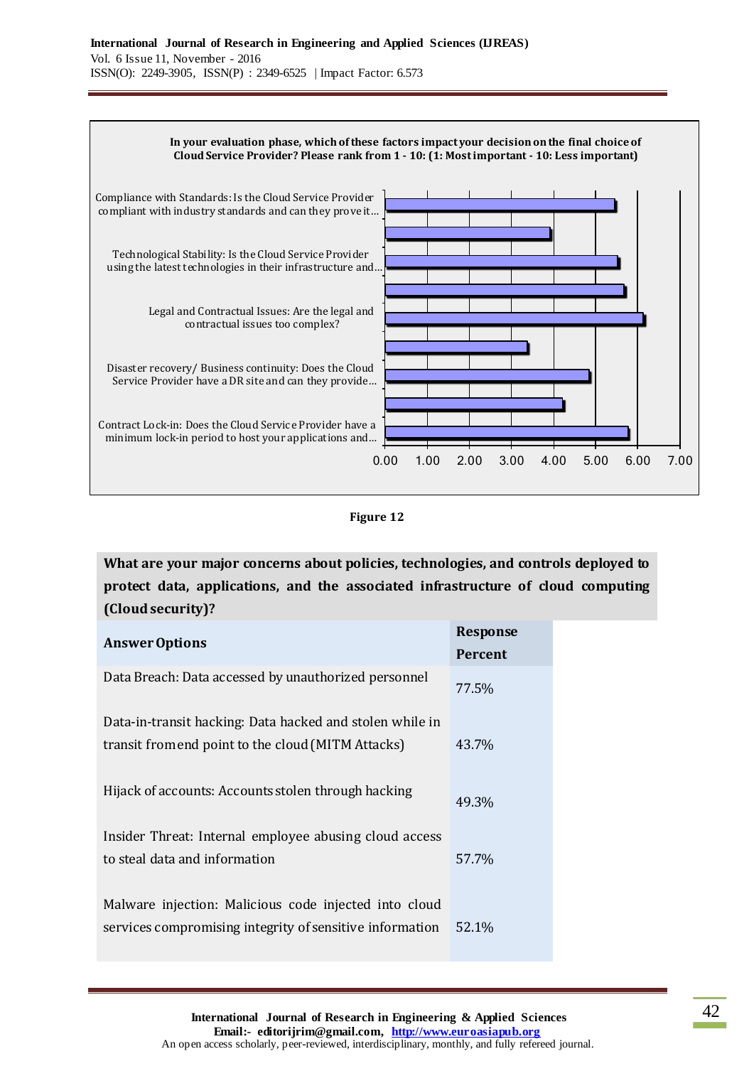**In your evaluation phase, which of these factors impact your decision on the final choice of Cloud Service Provider? Please rank from 1 - 10: (1: Most important - 10: Less important)**

| Factor | Value |
|---|---|
| Compliance with Standards: Is the Cloud Service Provider compliant with industry standards and can they prove it... | |
| | |
| Technological Stability: Is the Cloud Service Provider using the latest technologies in their infrastructure and... | |
| | |
| Legal and Contractual Issues: Are the legal and contractual issues too complex? | |
| | |
| Disaster recovery/ Business continuity: Does the Cloud Service Provider have a DR site and can they provide... | |
| | |
| Contract Lock-in: Does the Cloud Service Provider have a minimum lock-in period to host your applications and... | |

0.00 1.00 2.00 3.00 4.00 5.00 6.00 7.00

**Figure 12**

**What are your major concerns about policies, technologies, and controls deployed to protect data, applications, and the associated infrastructure of cloud computing (Cloud security)?**

| Answer Options | Response Percent |
|---|---|
| Data Breach: Data accessed by unauthorized personnel | 77.5% |
| Data-in-transit hacking: Data hacked and stolen while in transit from end point to the cloud (MITM Attacks) | 43.7% |
| Hijack of accounts: Accounts stolen through hacking | 49.3% |
| Insider Threat: Internal employee abusing cloud access to steal data and information | 57.7% |
| Malware injection: Malicious code injected into cloud services compromising integrity of sensitive information | 52.1% |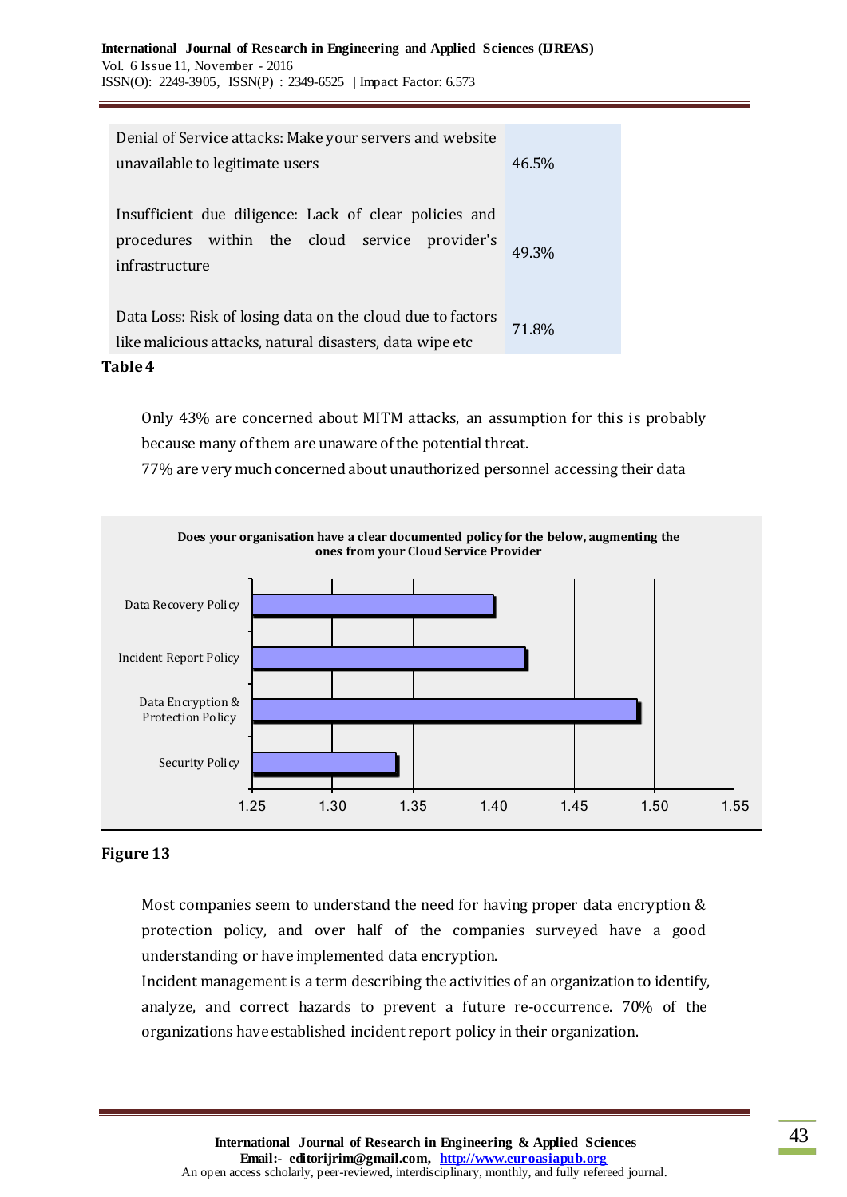| | |
|---|---|
| Denial of Service attacks: Make your servers and website unavailable to legitimate users | 46.5% |
| Insufficient due diligence: Lack of clear policies and procedures within the cloud service provider's infrastructure | 49.3% |
| Data Loss: Risk of losing data on the cloud due to factors like malicious attacks, natural disasters, data wipe etc | 71.8% |

**Table 4**

Only 43% are concerned about MITM attacks, an assumption for this is probably because many of them are unaware of the potential threat.

77% are very much concerned about unauthorized personnel accessing their data

**Does your organisation have a clear documented policy for the below, augmenting the ones from your Cloud Service Provider**

| Policy | Value |
|---|---|
| Data Recovery Policy | 1.40 |
| Incident Report Policy | 1.42 |
| Data Encryption & Protection Policy | 1.49 |
| Security Policy | 1.34 |

**Figure 13**

Most companies seem to understand the need for having proper data encryption & protection policy, and over half of the companies surveyed have a good understanding or have implemented data encryption.

Incident management is a term describing the activities of an organization to identify, analyze, and correct hazards to prevent a future re-occurrence. 70% of the organizations have established incident report policy in their organization.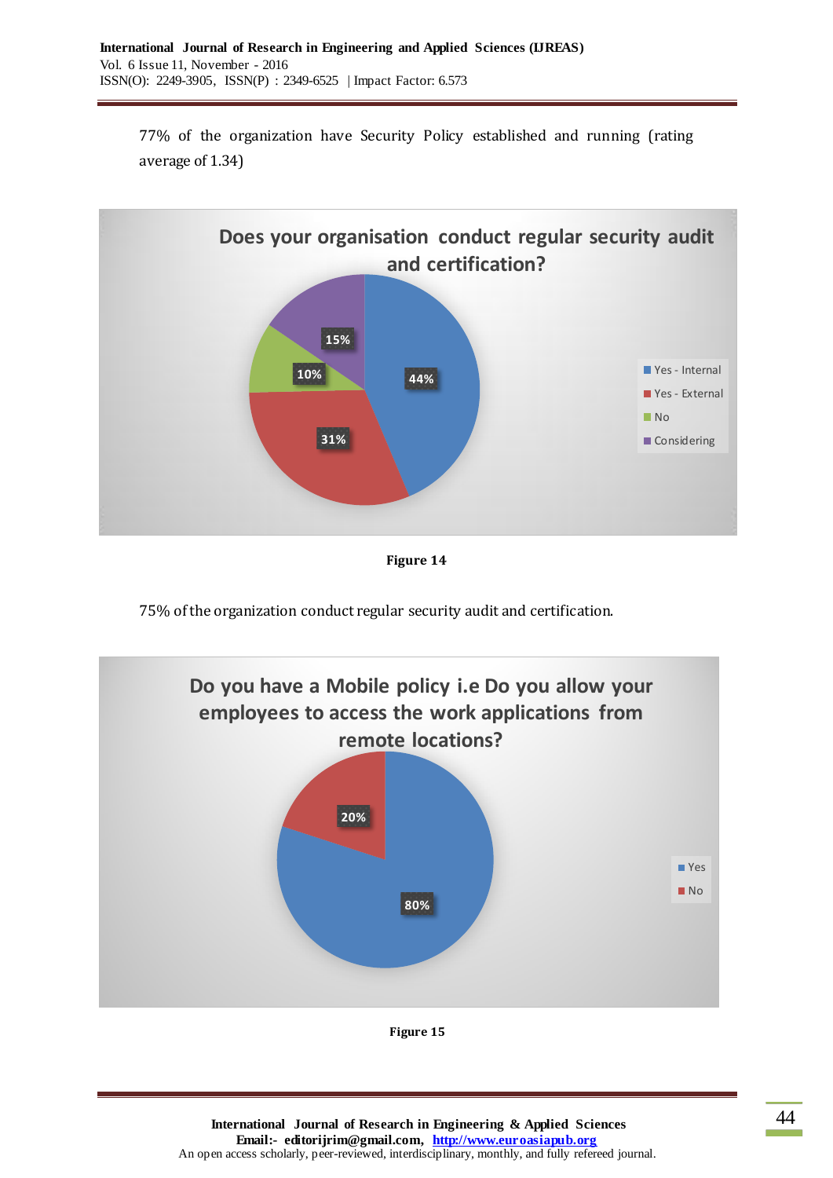77% of the organization have Security Policy established and running (rating average of 1.34)

Figure 14

75% of the organization conduct regular security audit and certification.

Figure 15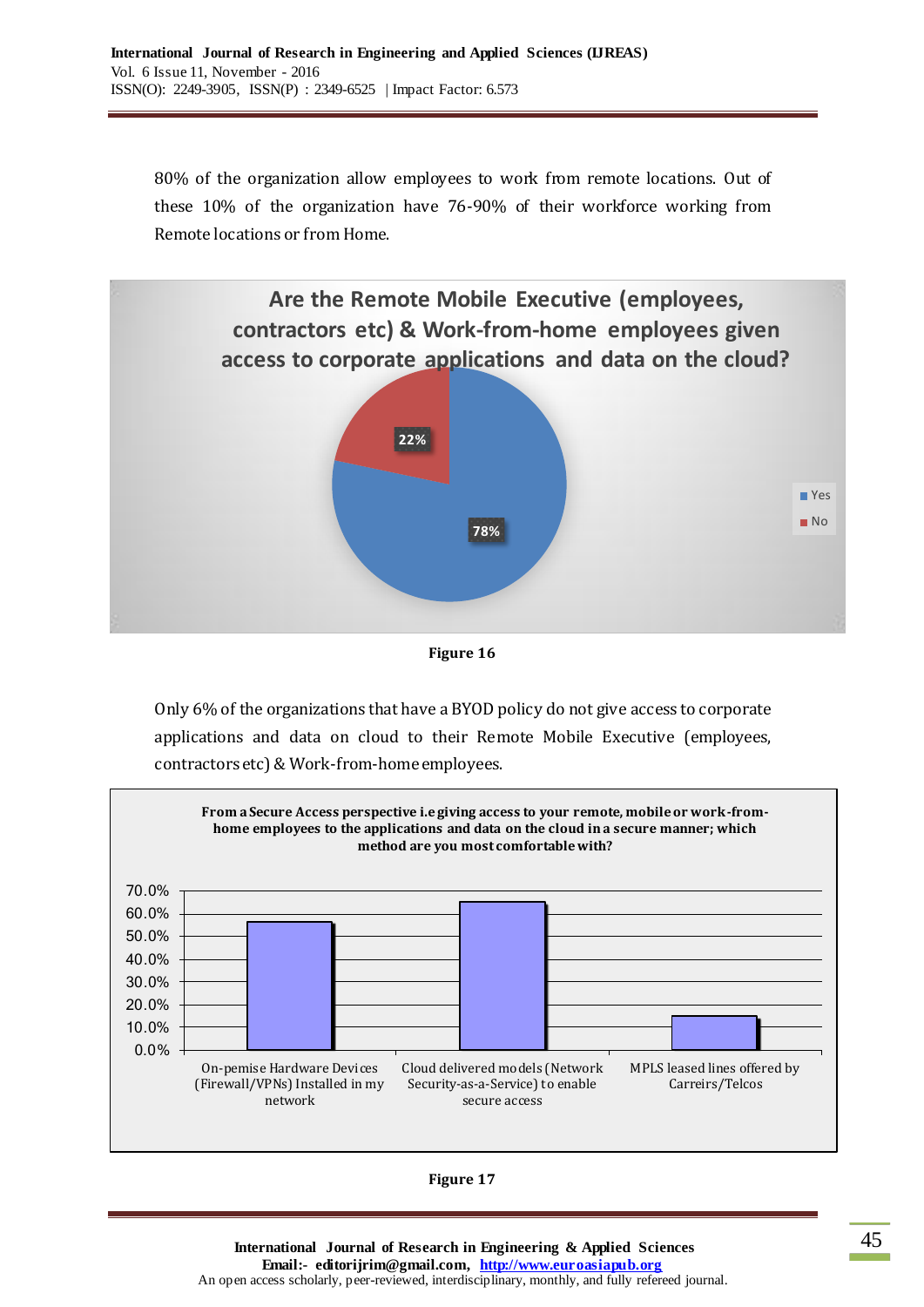80% of the organization allow employees to work from remote locations. Out of these 10% of the organization have 76-90% of their workforce working from Remote locations or from Home.

**Are the Remote Mobile Executive (employees, contractors etc) & Work-from-home employees given access to corporate applications and data on the cloud?**

| Response | Percentage |
|---|---|
| Yes | 78% |
| No | 22% |

**Figure 16**

Only 6% of the organizations that have a BYOD policy do not give access to corporate applications and data on cloud to their Remote Mobile Executive (employees, contractors etc) & Work-from-home employees.

**From a Secure Access perspective i.e giving access to your remote, mobile or work-from-home employees to the applications and data on the cloud in a secure manner; which method are you most comfortable with?**

| Method | Approx. value (read from chart) |
|---|---|
| On-pemise Hardware Devices (Firewall/VPNs) Installed in my network | ~56% |
| Cloud delivered models (Network Security-as-a-Service) to enable secure access | ~65% |
| MPLS leased lines offered by Carreirs/Telcos | ~15% |

**Figure 17**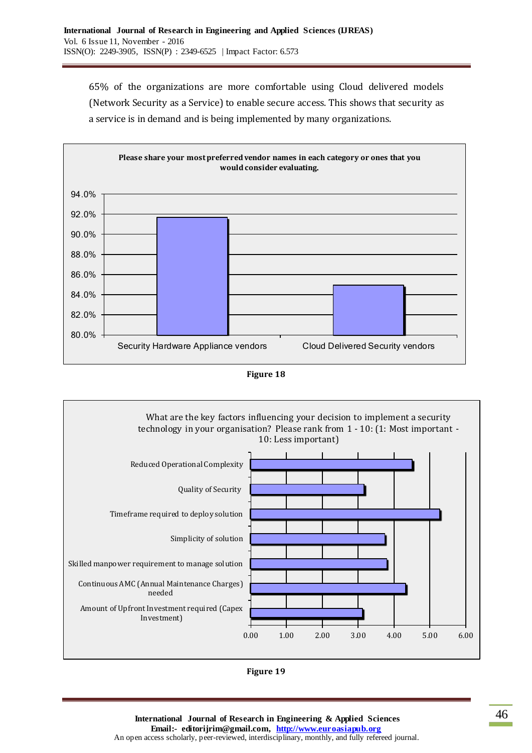65% of the organizations are more comfortable using Cloud delivered models (Network Security as a Service) to enable secure access. This shows that security as a service is in demand and is being implemented by many organizations.

**Please share your most preferred vendor names in each category or ones that you would consider evaluating.**

94.0%
92.0%
90.0%
88.0%
86.0%
84.0%
82.0%
80.0%

Security Hardware Appliance vendors

Cloud Delivered Security vendors

**Figure 18**

What are the key factors influencing your decision to implement a security technology in your organisation? Please rank from 1 - 10: (1: Most important - 10: Less important)

Reduced Operational Complexity

Quality of Security

Timeframe required to deploy solution

Simplicity of solution

Skilled manpower requirement to manage solution

Continuous AMC (Annual Maintenance Charges) needed

Amount of Upfront Investment required (Capex Investment)

0.00 1.00 2.00 3.00 4.00 5.00 6.00

**Figure 19**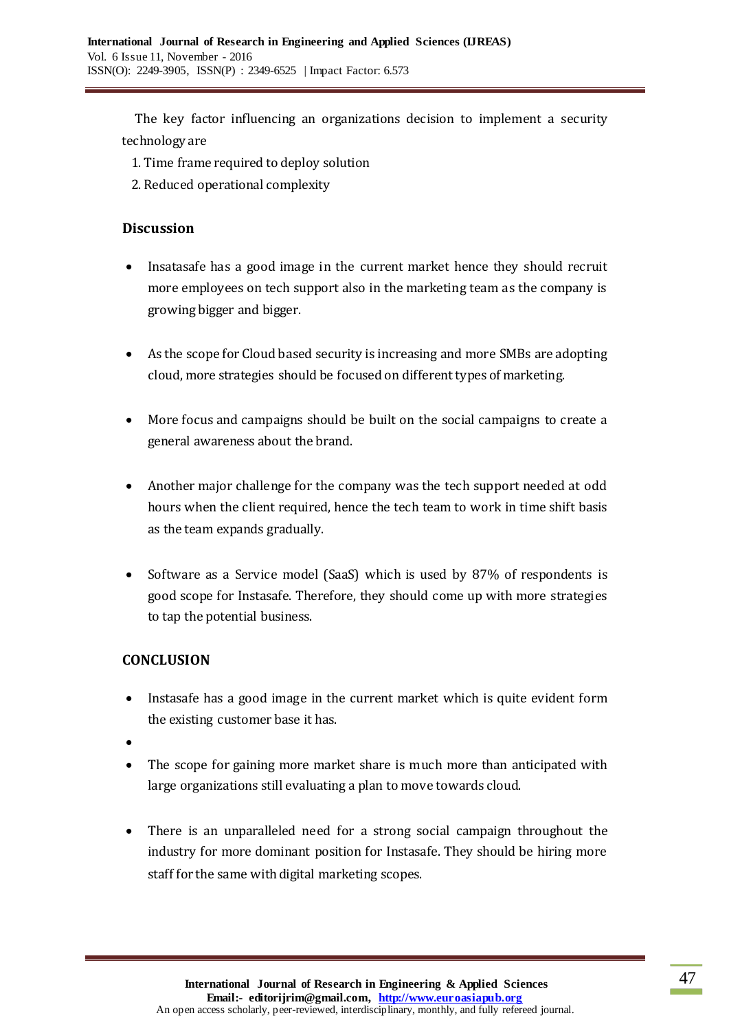The key factor influencing an organizations decision to implement a security technology are

1. Time frame required to deploy solution
2. Reduced operational complexity

## Discussion

- Insatasafe has a good image in the current market hence they should recruit more employees on tech support also in the marketing team as the company is growing bigger and bigger.

- As the scope for Cloud based security is increasing and more SMBs are adopting cloud, more strategies should be focused on different types of marketing.

- More focus and campaigns should be built on the social campaigns to create a general awareness about the brand.

- Another major challenge for the company was the tech support needed at odd hours when the client required, hence the tech team to work in time shift basis as the team expands gradually.

- Software as a Service model (SaaS) which is used by 87% of respondents is good scope for Instasafe. Therefore, they should come up with more strategies to tap the potential business.

## CONCLUSION

- Instasafe has a good image in the current market which is quite evident form the existing customer base it has.
- 
- The scope for gaining more market share is much more than anticipated with large organizations still evaluating a plan to move towards cloud.

- There is an unparalleled need for a strong social campaign throughout the industry for more dominant position for Instasafe. They should be hiring more staff for the same with digital marketing scopes.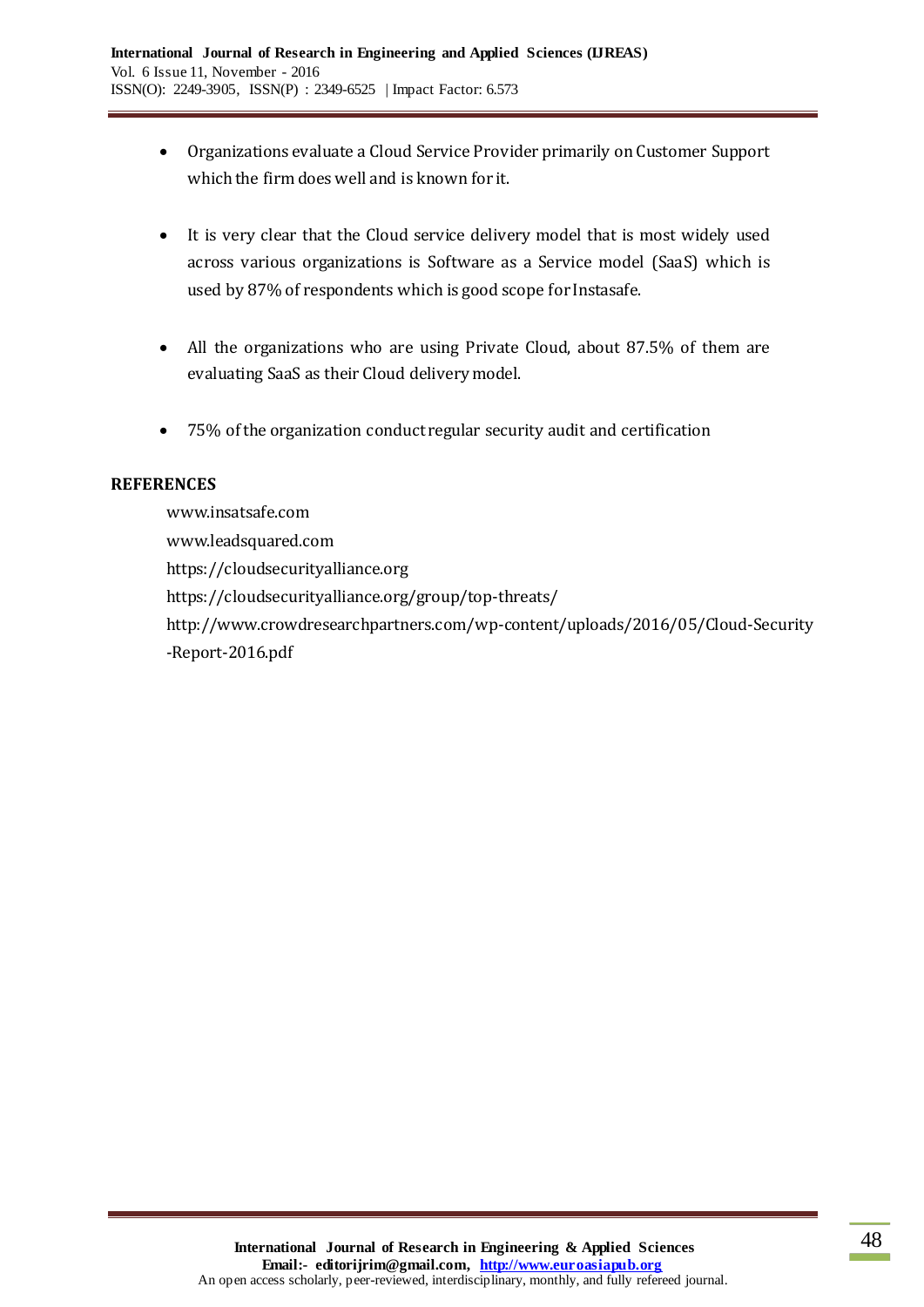- Organizations evaluate a Cloud Service Provider primarily on Customer Support which the firm does well and is known for it.

- It is very clear that the Cloud service delivery model that is most widely used across various organizations is Software as a Service model (SaaS) which is used by 87% of respondents which is good scope for Instasafe.

- All the organizations who are using Private Cloud, about 87.5% of them are evaluating SaaS as their Cloud delivery model.

- 75% of the organization conduct regular security audit and certification

## REFERENCES

www.insatsafe.com

www.leadsquared.com

https://cloudsecurityalliance.org

https://cloudsecurityalliance.org/group/top-threats/

http://www.crowdresearchpartners.com/wp-content/uploads/2016/05/Cloud-Security-Report-2016.pdf